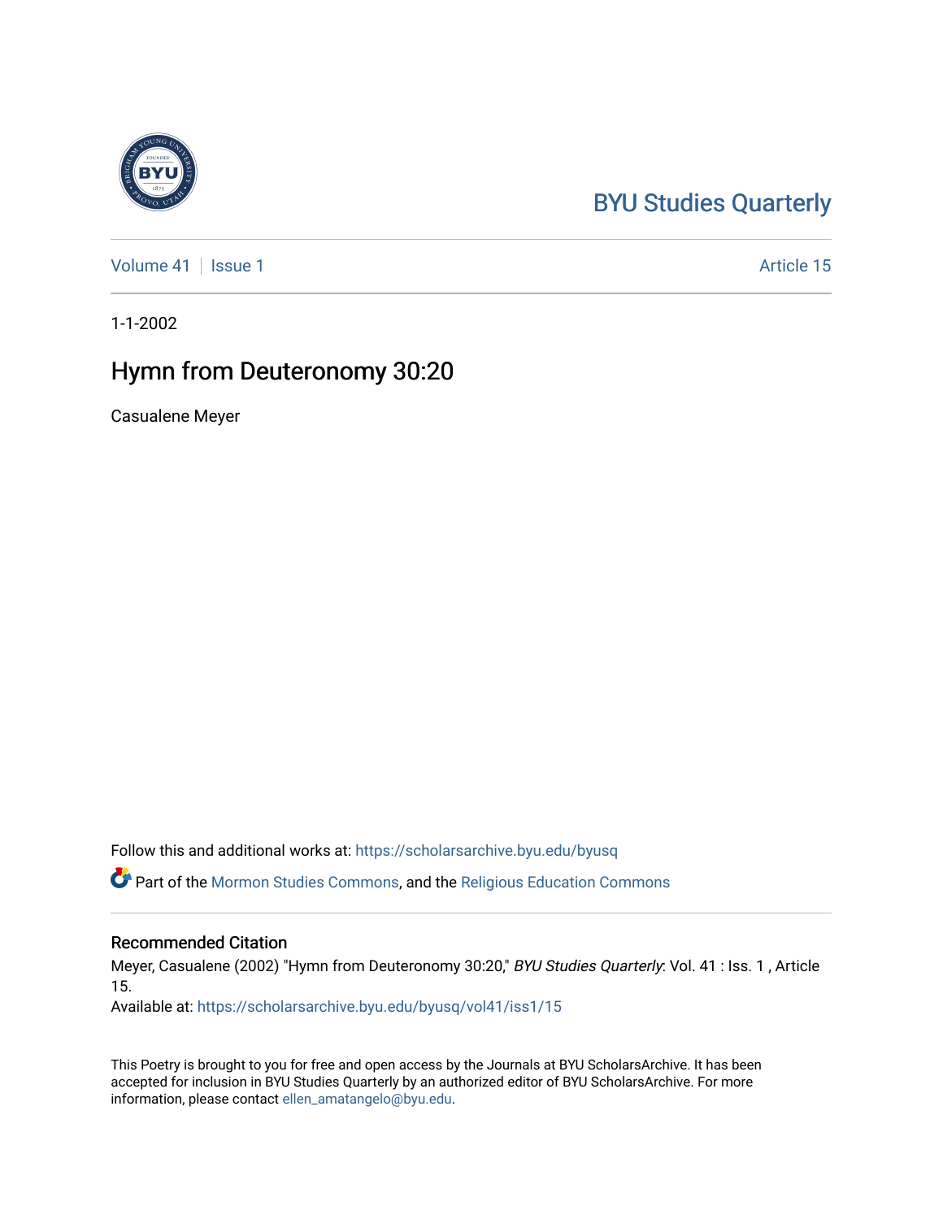BYU Studies Quarterly

Volume 41 | Issue 1 | Article 15

1-1-2002

# Hymn from Deuteronomy 30:20

Casualene Meyer

Follow this and additional works at: https://scholarsarchive.byu.edu/byusq

Part of the Mormon Studies Commons, and the Religious Education Commons

## Recommended Citation

Meyer, Casualene (2002) "Hymn from Deuteronomy 30:20," *BYU Studies Quarterly*: Vol. 41 : Iss. 1 , Article 15.
Available at: https://scholarsarchive.byu.edu/byusq/vol41/iss1/15

This Poetry is brought to you for free and open access by the Journals at BYU ScholarsArchive. It has been accepted for inclusion in BYU Studies Quarterly by an authorized editor of BYU ScholarsArchive. For more information, please contact ellen_amatangelo@byu.edu.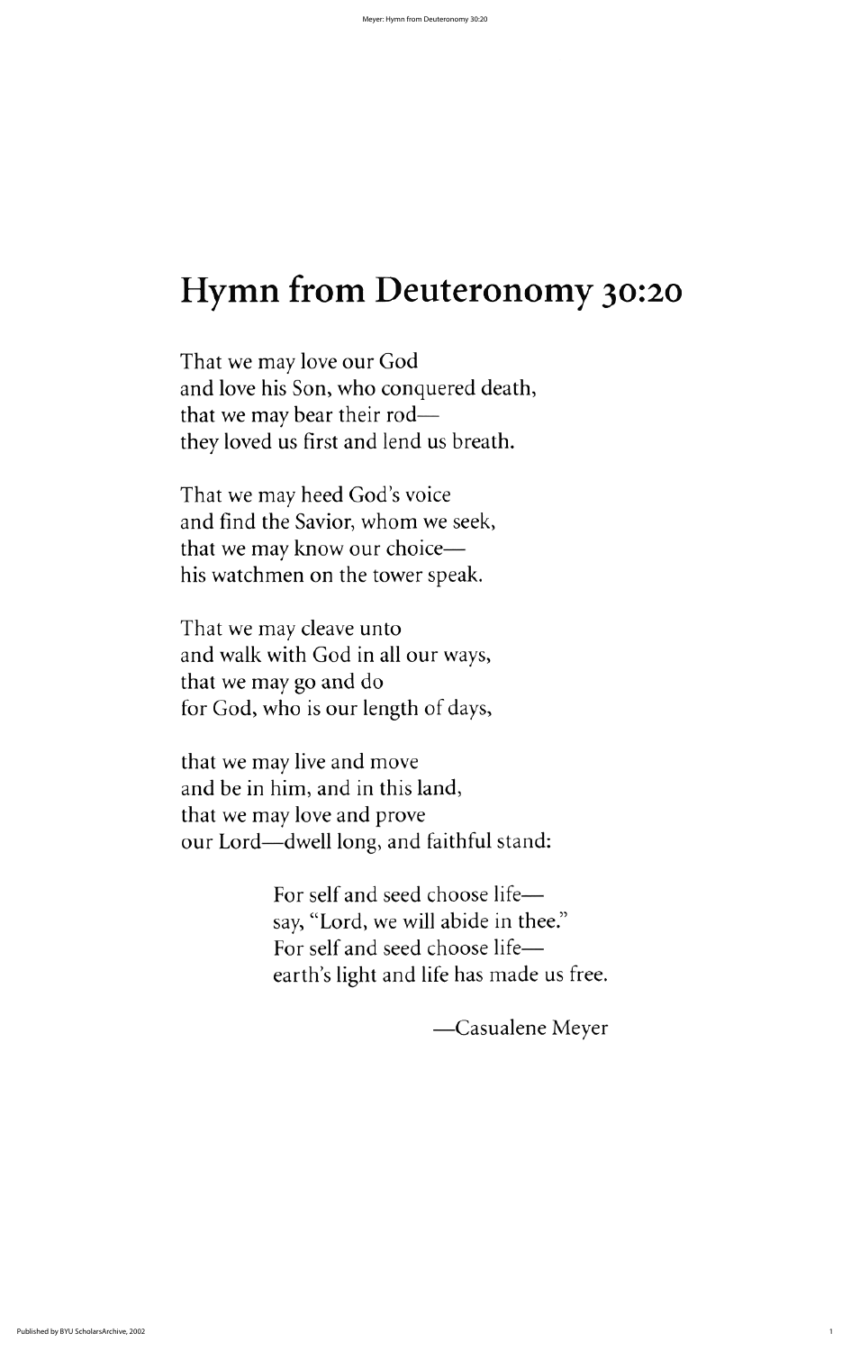# Hymn from Deuteronomy 30:20

That we may love our God  
and love his Son, who conquered death,  
that we may bear their rod—  
they loved us first and lend us breath.

That we may heed God's voice  
and find the Savior, whom we seek,  
that we may know our choice—  
his watchmen on the tower speak.

That we may cleave unto  
and walk with God in all our ways,  
that we may go and do  
for God, who is our length of days,

that we may live and move  
and be in him, and in this land,  
that we may love and prove  
our Lord—dwell long, and faithful stand:

> For self and seed choose life—  
> say, "Lord, we will abide in thee."  
> For self and seed choose life—  
> earth's light and life has made us free.

—Casualene Meyer